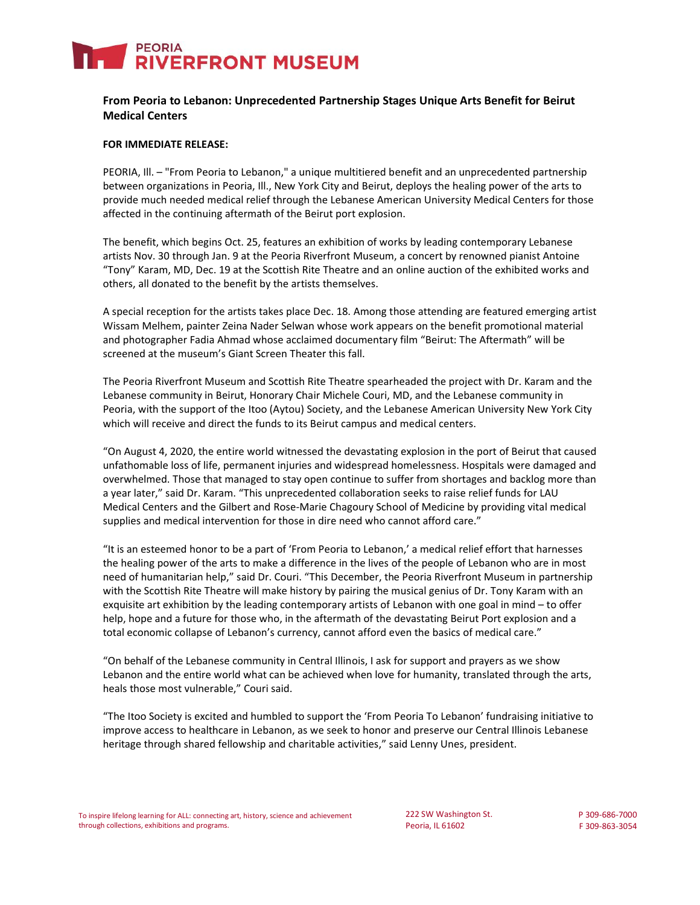# PEORIA RIVERFRONT MUSEUM

## From Peoria to Lebanon: Unprecedented Partnership Stages Unique Arts Benefit for Beirut Medical Centers

**FOR IMMEDIATE RELEASE:**

PEORIA, Ill. – "From Peoria to Lebanon," a unique multitiered benefit and an unprecedented partnership between organizations in Peoria, Ill., New York City and Beirut, deploys the healing power of the arts to provide much needed medical relief through the Lebanese American University Medical Centers for those affected in the continuing aftermath of the Beirut port explosion.

The benefit, which begins Oct. 25, features an exhibition of works by leading contemporary Lebanese artists Nov. 30 through Jan. 9 at the Peoria Riverfront Museum, a concert by renowned pianist Antoine "Tony" Karam, MD, Dec. 19 at the Scottish Rite Theatre and an online auction of the exhibited works and others, all donated to the benefit by the artists themselves.

A special reception for the artists takes place Dec. 18. Among those attending are featured emerging artist Wissam Melhem, painter Zeina Nader Selwan whose work appears on the benefit promotional material and photographer Fadia Ahmad whose acclaimed documentary film "Beirut: The Aftermath" will be screened at the museum's Giant Screen Theater this fall.

The Peoria Riverfront Museum and Scottish Rite Theatre spearheaded the project with Dr. Karam and the Lebanese community in Beirut, Honorary Chair Michele Couri, MD, and the Lebanese community in Peoria, with the support of the Itoo (Aytou) Society, and the Lebanese American University New York City which will receive and direct the funds to its Beirut campus and medical centers.

"On August 4, 2020, the entire world witnessed the devastating explosion in the port of Beirut that caused unfathomable loss of life, permanent injuries and widespread homelessness. Hospitals were damaged and overwhelmed. Those that managed to stay open continue to suffer from shortages and backlog more than a year later," said Dr. Karam. "This unprecedented collaboration seeks to raise relief funds for LAU Medical Centers and the Gilbert and Rose-Marie Chagoury School of Medicine by providing vital medical supplies and medical intervention for those in dire need who cannot afford care."

"It is an esteemed honor to be a part of 'From Peoria to Lebanon,' a medical relief effort that harnesses the healing power of the arts to make a difference in the lives of the people of Lebanon who are in most need of humanitarian help," said Dr. Couri. "This December, the Peoria Riverfront Museum in partnership with the Scottish Rite Theatre will make history by pairing the musical genius of Dr. Tony Karam with an exquisite art exhibition by the leading contemporary artists of Lebanon with one goal in mind – to offer help, hope and a future for those who, in the aftermath of the devastating Beirut Port explosion and a total economic collapse of Lebanon's currency, cannot afford even the basics of medical care."

"On behalf of the Lebanese community in Central Illinois, I ask for support and prayers as we show Lebanon and the entire world what can be achieved when love for humanity, translated through the arts, heals those most vulnerable," Couri said.

"The Itoo Society is excited and humbled to support the 'From Peoria To Lebanon' fundraising initiative to improve access to healthcare in Lebanon, as we seek to honor and preserve our Central Illinois Lebanese heritage through shared fellowship and charitable activities," said Lenny Unes, president.

To inspire lifelong learning for ALL: connecting art, history, science and achievement through collections, exhibitions and programs.

222 SW Washington St.
Peoria, IL 61602

P 309-686-7000
F 309-863-3054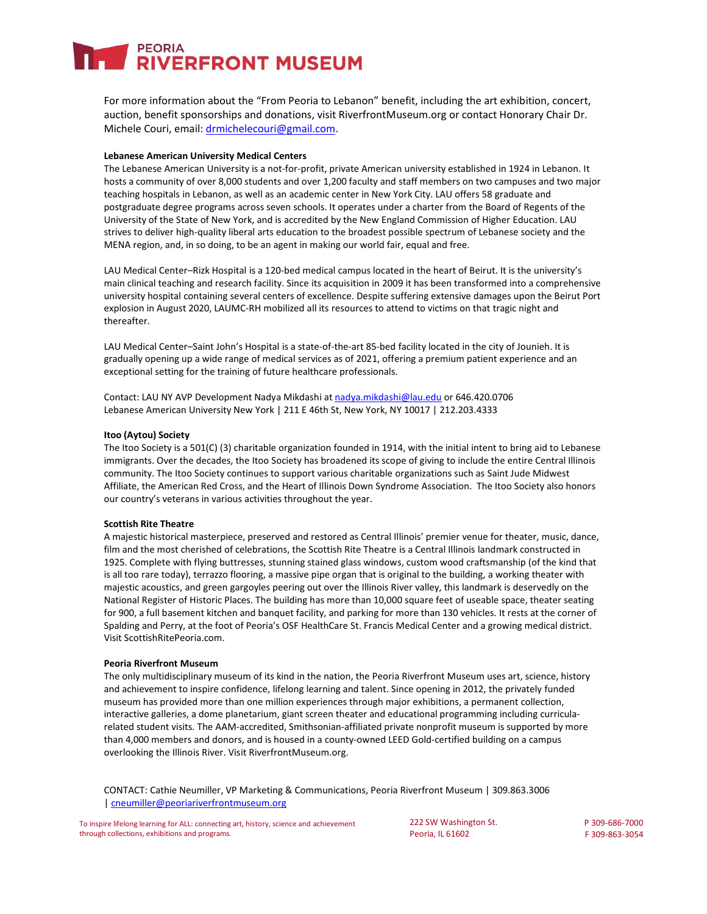For more information about the “From Peoria to Lebanon” benefit, including the art exhibition, concert, auction, benefit sponsorships and donations, visit RiverfrontMuseum.org or contact Honorary Chair Dr. Michele Couri, email: drmichelecouri@gmail.com.

**Lebanese American University Medical Centers**

The Lebanese American University is a not-for-profit, private American university established in 1924 in Lebanon. It hosts a community of over 8,000 students and over 1,200 faculty and staff members on two campuses and two major teaching hospitals in Lebanon, as well as an academic center in New York City. LAU offers 58 graduate and postgraduate degree programs across seven schools. It operates under a charter from the Board of Regents of the University of the State of New York, and is accredited by the New England Commission of Higher Education. LAU strives to deliver high-quality liberal arts education to the broadest possible spectrum of Lebanese society and the MENA region, and, in so doing, to be an agent in making our world fair, equal and free.

LAU Medical Center–Rizk Hospital is a 120-bed medical campus located in the heart of Beirut. It is the university’s main clinical teaching and research facility. Since its acquisition in 2009 it has been transformed into a comprehensive university hospital containing several centers of excellence. Despite suffering extensive damages upon the Beirut Port explosion in August 2020, LAUMC-RH mobilized all its resources to attend to victims on that tragic night and thereafter.

LAU Medical Center–Saint John’s Hospital is a state-of-the-art 85-bed facility located in the city of Jounieh. It is gradually opening up a wide range of medical services as of 2021, offering a premium patient experience and an exceptional setting for the training of future healthcare professionals.

Contact: LAU NY AVP Development Nadya Mikdashi at nadya.mikdashi@lau.edu or 646.420.0706
Lebanese American University New York | 211 E 46th St, New York, NY 10017 | 212.203.4333

**Itoo (Aytou) Society**

The Itoo Society is a 501(C) (3) charitable organization founded in 1914, with the initial intent to bring aid to Lebanese immigrants. Over the decades, the Itoo Society has broadened its scope of giving to include the entire Central Illinois community. The Itoo Society continues to support various charitable organizations such as Saint Jude Midwest Affiliate, the American Red Cross, and the Heart of Illinois Down Syndrome Association. The Itoo Society also honors our country’s veterans in various activities throughout the year.

**Scottish Rite Theatre**

A majestic historical masterpiece, preserved and restored as Central Illinois’ premier venue for theater, music, dance, film and the most cherished of celebrations, the Scottish Rite Theatre is a Central Illinois landmark constructed in 1925. Complete with flying buttresses, stunning stained glass windows, custom wood craftsmanship (of the kind that is all too rare today), terrazzo flooring, a massive pipe organ that is original to the building, a working theater with majestic acoustics, and green gargoyles peering out over the Illinois River valley, this landmark is deservedly on the National Register of Historic Places. The building has more than 10,000 square feet of useable space, theater seating for 900, a full basement kitchen and banquet facility, and parking for more than 130 vehicles. It rests at the corner of Spalding and Perry, at the foot of Peoria’s OSF HealthCare St. Francis Medical Center and a growing medical district. Visit ScottishRitePeoria.com.

**Peoria Riverfront Museum**

The only multidisciplinary museum of its kind in the nation, the Peoria Riverfront Museum uses art, science, history and achievement to inspire confidence, lifelong learning and talent. Since opening in 2012, the privately funded museum has provided more than one million experiences through major exhibitions, a permanent collection, interactive galleries, a dome planetarium, giant screen theater and educational programming including curricula-related student visits. The AAM-accredited, Smithsonian-affiliated private nonprofit museum is supported by more than 4,000 members and donors, and is housed in a county-owned LEED Gold-certified building on a campus overlooking the Illinois River. Visit RiverfrontMuseum.org.

CONTACT: Cathie Neumiller, VP Marketing & Communications, Peoria Riverfront Museum | 309.863.3006 | cneumiller@peoriariverfrontmuseum.org